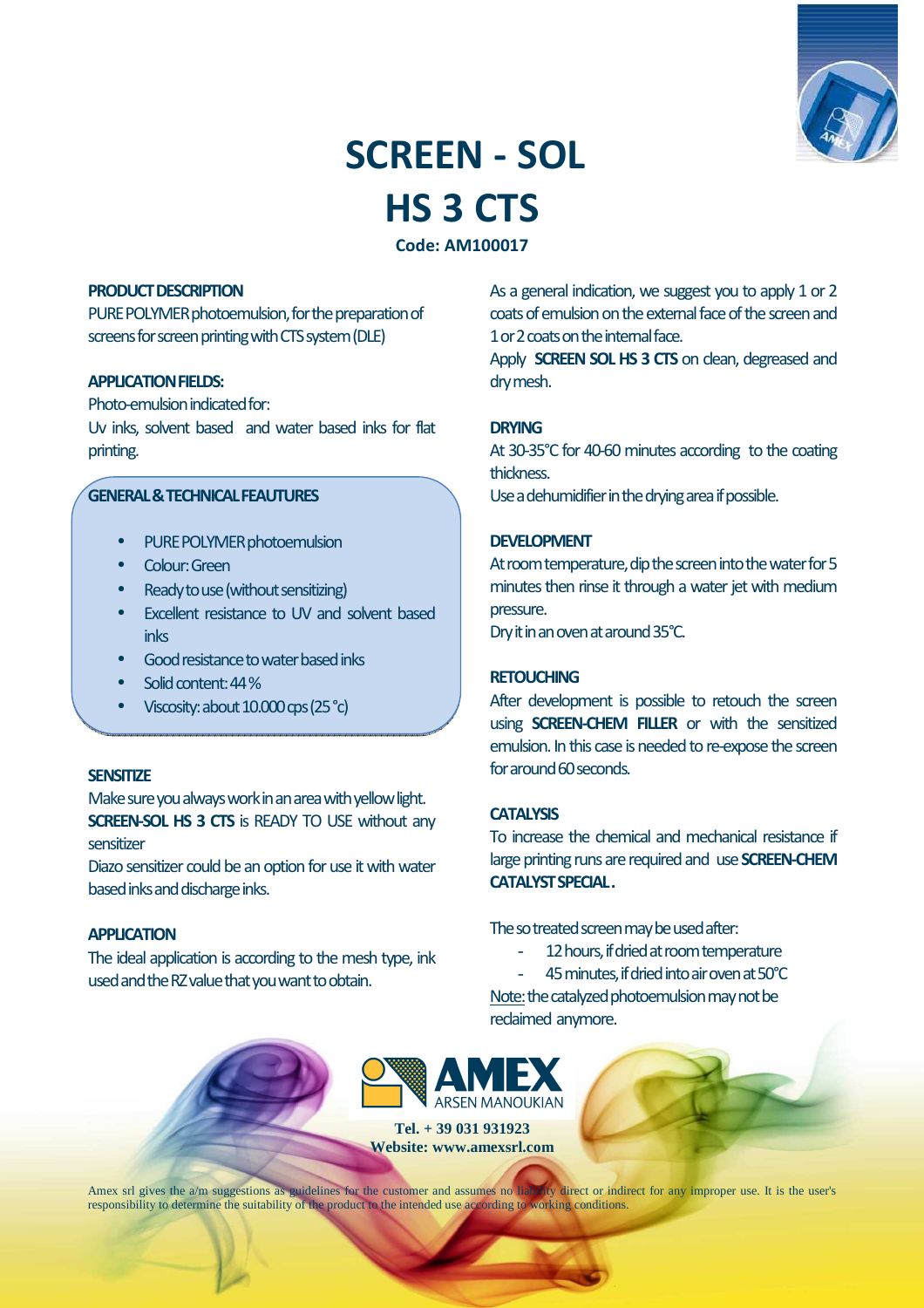# SCREEN - SOL
# HS 3 CTS

**Code: AM100017**

### PRODUCT DESCRIPTION

PURE POLYMER photoemulsion, for the preparation of screens for screen printing with CTS system (DLE)

### APPLICATION FIELDS:

Photo-emulsion indicated for:
Uv inks, solvent based and water based inks for flat printing.

### GENERAL & TECHNICAL FEAUTURES

- PURE POLYMER photoemulsion
- Colour: Green
- Ready to use (without sensitizing)
- Excellent resistance to UV and solvent based inks
- Good resistance to water based inks
- Solid content: 44 %
- Viscosity: about 10.000 cps (25 °c)

### SENSITIZE

Make sure you always work in an area with yellow light.
**SCREEN-SOL HS 3 CTS** is READY TO USE without any sensitizer
Diazo sensitizer could be an option for use it with water based inks and discharge inks.

### APPLICATION

The ideal application is according to the mesh type, ink used and the RZ value that you want to obtain.

As a general indication, we suggest you to apply 1 or 2 coats of emulsion on the external face of the screen and 1 or 2 coats on the internal face.
Apply **SCREEN SOL HS 3 CTS** on clean, degreased and dry mesh.

### DRYING

At 30-35°C for 40-60 minutes according to the coating thickness.
Use a dehumidifier in the drying area if possible.

### DEVELOPMENT

At room temperature, dip the screen into the water for 5 minutes then rinse it through a water jet with medium pressure.
Dry it in an oven at around 35°C.

### RETOUCHING

After development is possible to retouch the screen using **SCREEN-CHEM FILLER** or with the sensitized emulsion. In this case is needed to re-expose the screen for around 60 seconds.

### CATALYSIS

To increase the chemical and mechanical resistance if large printing runs are required and use **SCREEN-CHEM CATALYST SPECIAL.**

The so treated screen may be used after:

- 12 hours, if dried at room temperature
- 45 minutes, if dried into air oven at 50°C

Note: the catalyzed photoemulsion may not be reclaimed anymore.

AMEX ARSEN MANOUKIAN

**Tel. + 39 031 931923**
**Website: www.amexsrl.com**

Amex srl gives the a/m suggestions as guidelines for the customer and assumes no liability direct or indirect for any improper use. It is the user's responsibility to determine the suitability of the product to the intended use according to working conditions.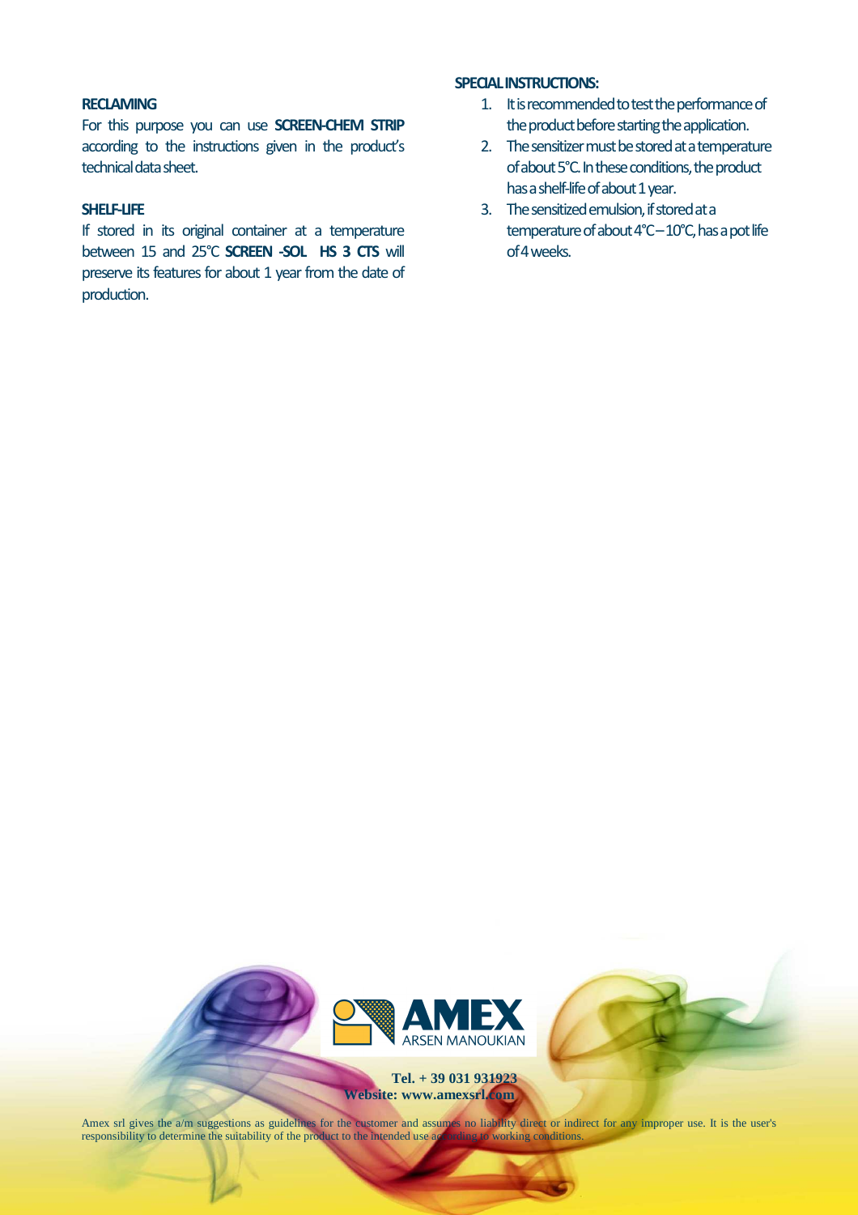### RECLAIMING

For this purpose you can use **SCREEN-CHEM STRIP** according to the instructions given in the product's technical data sheet.

### SHELF-LIFE

If stored in its original container at a temperature between 15 and 25°C **SCREEN -SOL HS 3 CTS** will preserve its features for about 1 year from the date of production.

### SPECIAL INSTRUCTIONS:

1. It is recommended to test the performance of the product before starting the application.
2. The sensitizer must be stored at a temperature of about 5°C. In these conditions, the product has a shelf-life of about 1 year.
3. The sensitized emulsion, if stored at a temperature of about 4°C – 10°C, has a pot life of 4 weeks.

AMEX
ARSEN MANOUKIAN

**Tel. + 39 031 931923**
**Website: www.amexsrl.com**

Amex srl gives the a/m suggestions as guidelines for the customer and assumes no liability direct or indirect for any improper use. It is the user's responsibility to determine the suitability of the product to the intended use according to working conditions.